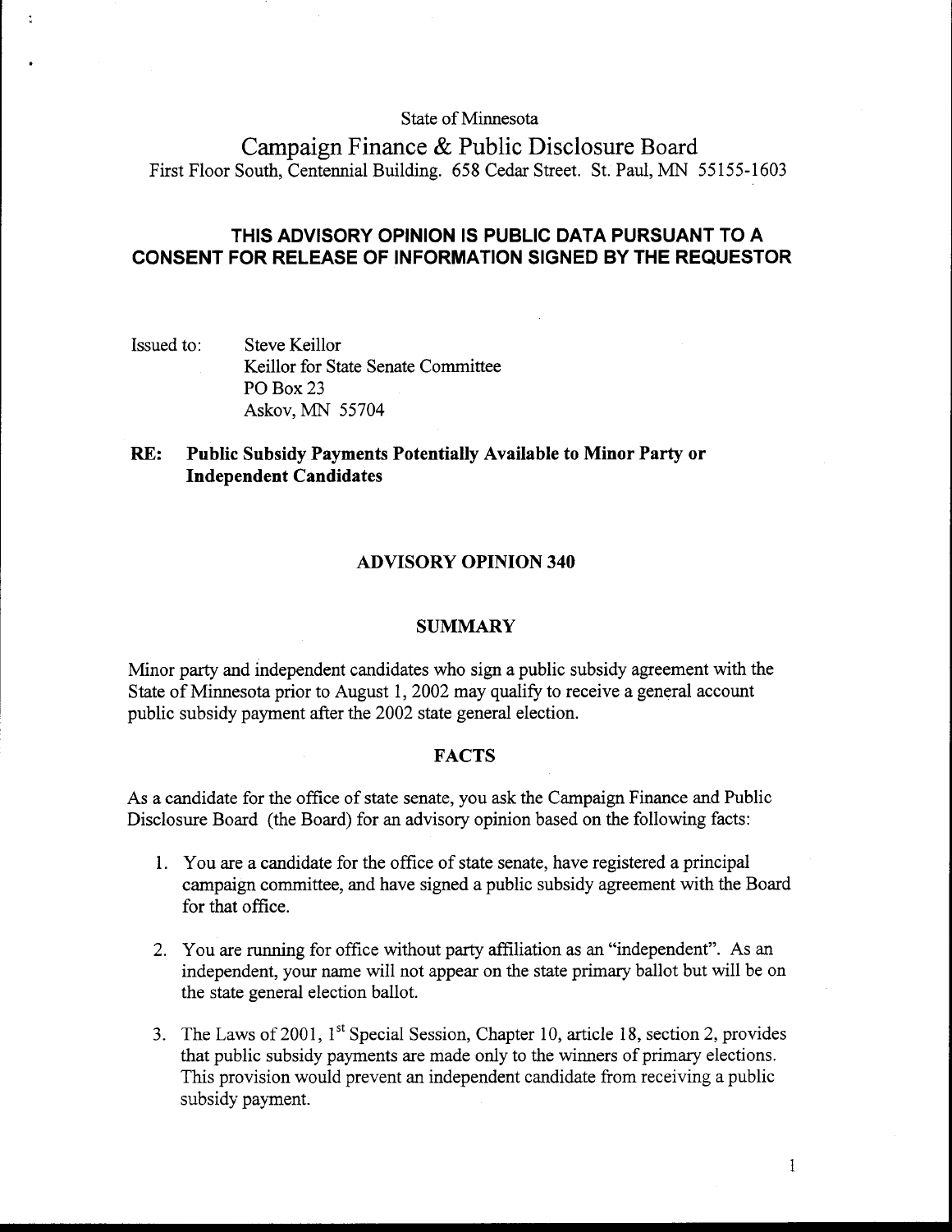State of Minnesota

# Campaign Finance & Public Disclosure Board

First Floor South, Centennial Building. 658 Cedar Street. St. Paul, MN 55155-1603

**THIS ADVISORY OPINION IS PUBLIC DATA PURSUANT TO A CONSENT FOR RELEASE OF INFORMATION SIGNED BY THE REQUESTOR**

Issued to: Steve Keillor
Keillor for State Senate Committee
PO Box 23
Askov, MN 55704

**RE: Public Subsidy Payments Potentially Available to Minor Party or Independent Candidates**

## ADVISORY OPINION 340

## SUMMARY

Minor party and independent candidates who sign a public subsidy agreement with the State of Minnesota prior to August 1, 2002 may qualify to receive a general account public subsidy payment after the 2002 state general election.

## FACTS

As a candidate for the office of state senate, you ask the Campaign Finance and Public Disclosure Board (the Board) for an advisory opinion based on the following facts:

1. You are a candidate for the office of state senate, have registered a principal campaign committee, and have signed a public subsidy agreement with the Board for that office.
2. You are running for office without party affiliation as an "independent". As an independent, your name will not appear on the state primary ballot but will be on the state general election ballot.
3. The Laws of 2001, 1st Special Session, Chapter 10, article 18, section 2, provides that public subsidy payments are made only to the winners of primary elections. This provision would prevent an independent candidate from receiving a public subsidy payment.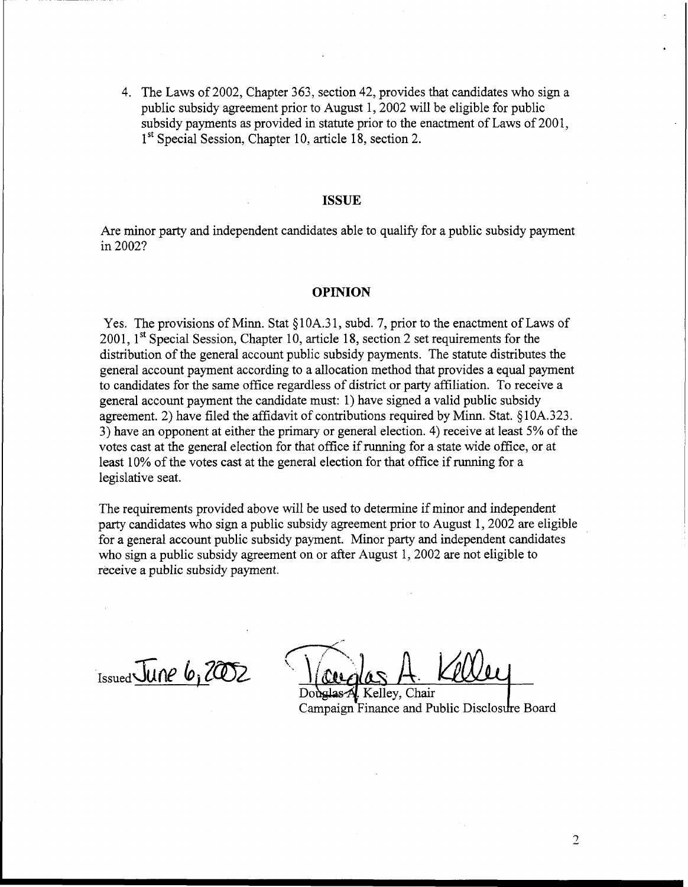4. The Laws of 2002, Chapter 363, section 42, provides that candidates who sign a public subsidy agreement prior to August 1, 2002 will be eligible for public subsidy payments as provided in statute prior to the enactment of Laws of 2001, 1st Special Session, Chapter 10, article 18, section 2.

## ISSUE

Are minor party and independent candidates able to qualify for a public subsidy payment in 2002?

## OPINION

Yes. The provisions of Minn. Stat §10A.31, subd. 7, prior to the enactment of Laws of 2001, 1st Special Session, Chapter 10, article 18, section 2 set requirements for the distribution of the general account public subsidy payments. The statute distributes the general account payment according to a allocation method that provides a equal payment to candidates for the same office regardless of district or party affiliation. To receive a general account payment the candidate must: 1) have signed a valid public subsidy agreement. 2) have filed the affidavit of contributions required by Minn. Stat. §10A.323. 3) have an opponent at either the primary or general election. 4) receive at least 5% of the votes cast at the general election for that office if running for a state wide office, or at least 10% of the votes cast at the general election for that office if running for a legislative seat.

The requirements provided above will be used to determine if minor and independent party candidates who sign a public subsidy agreement prior to August 1, 2002 are eligible for a general account public subsidy payment. Minor party and independent candidates who sign a public subsidy agreement on or after August 1, 2002 are not eligible to receive a public subsidy payment.

Issued June 6, 2002

Douglas A. Kelley

Douglas A. Kelley, Chair
Campaign Finance and Public Disclosure Board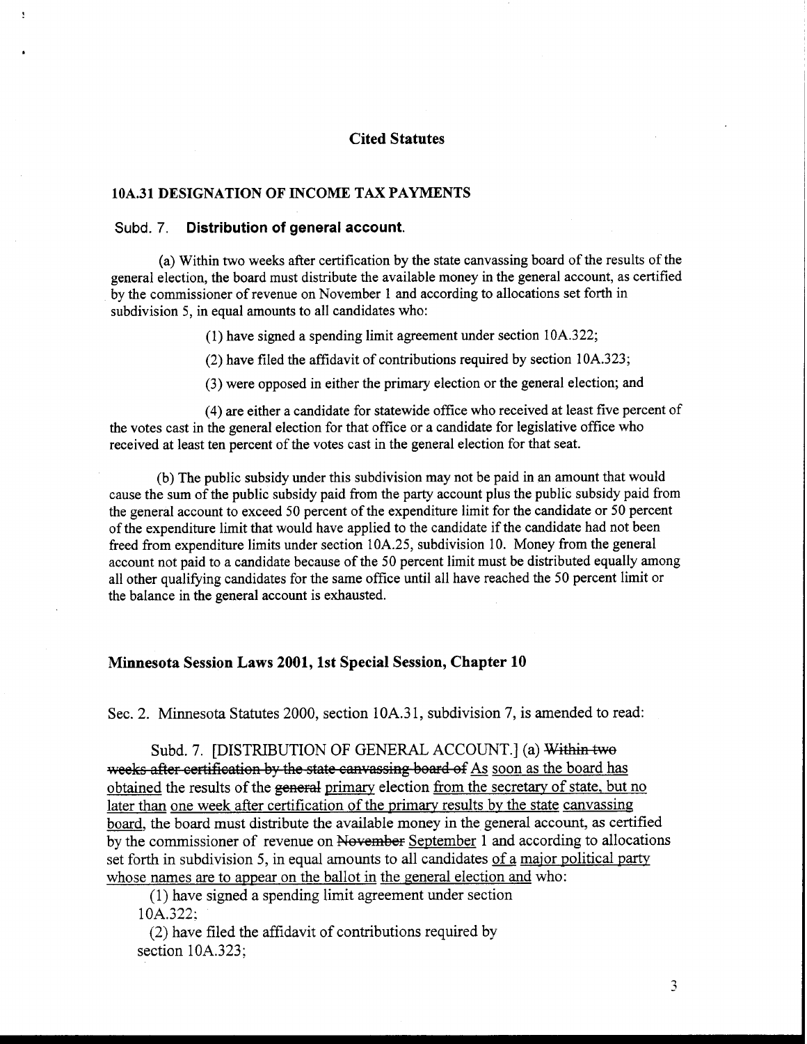## Cited Statutes

### 10A.31 DESIGNATION OF INCOME TAX PAYMENTS

**Subd. 7. Distribution of general account.**

(a) Within two weeks after certification by the state canvassing board of the results of the general election, the board must distribute the available money in the general account, as certified by the commissioner of revenue on November 1 and according to allocations set forth in subdivision 5, in equal amounts to all candidates who:

(1) have signed a spending limit agreement under section 10A.322;

(2) have filed the affidavit of contributions required by section 10A.323;

(3) were opposed in either the primary election or the general election; and

(4) are either a candidate for statewide office who received at least five percent of the votes cast in the general election for that office or a candidate for legislative office who received at least ten percent of the votes cast in the general election for that seat.

(b) The public subsidy under this subdivision may not be paid in an amount that would cause the sum of the public subsidy paid from the party account plus the public subsidy paid from the general account to exceed 50 percent of the expenditure limit for the candidate or 50 percent of the expenditure limit that would have applied to the candidate if the candidate had not been freed from expenditure limits under section 10A.25, subdivision 10. Money from the general account not paid to a candidate because of the 50 percent limit must be distributed equally among all other qualifying candidates for the same office until all have reached the 50 percent limit or the balance in the general account is exhausted.

### Minnesota Session Laws 2001, 1st Special Session, Chapter 10

Sec. 2. Minnesota Statutes 2000, section 10A.31, subdivision 7, is amended to read:

Subd. 7. [DISTRIBUTION OF GENERAL ACCOUNT.] (a) ~~Within two weeks after certification by the state canvassing board of~~ <u>As soon as the board has obtained</u> the results of the ~~general~~ <u>primary</u> election <u>from the secretary of state, but no later than</u> one week after certification of the primary results by the state canvassing board, the board must distribute the available money in the general account, as certified by the commissioner of revenue on ~~November~~ <u>September</u> 1 and according to allocations set forth in subdivision 5, in equal amounts to all candidates <u>of a major political party whose names are to appear on the ballot in the general election and</u> who:

(1) have signed a spending limit agreement under section 10A.322;

(2) have filed the affidavit of contributions required by section 10A.323;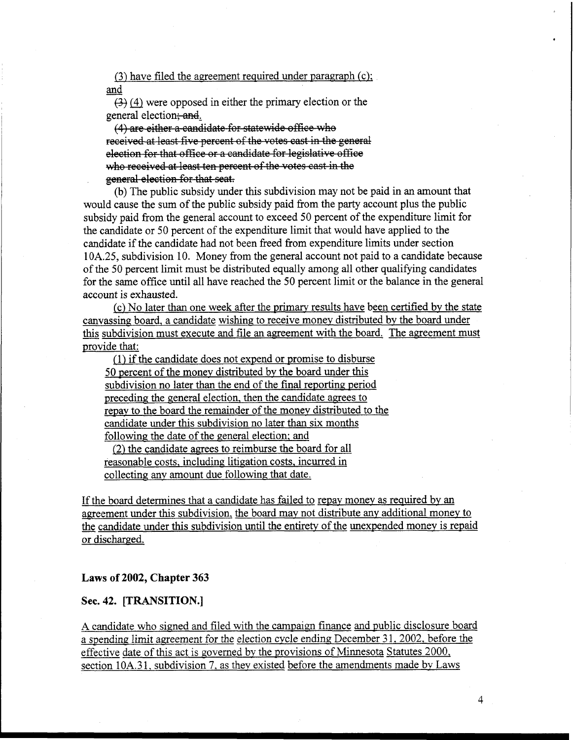(3) have filed the agreement required under paragraph (c); and

~~(3)~~ (4) were opposed in either the primary election or the general election~~; and~~.

~~(4) are either a candidate for statewide office who received at least five percent of the votes cast in the general election for that office or a candidate for legislative office who received at least ten percent of the votes cast in the general election for that seat.~~

(b) The public subsidy under this subdivision may not be paid in an amount that would cause the sum of the public subsidy paid from the party account plus the public subsidy paid from the general account to exceed 50 percent of the expenditure limit for the candidate or 50 percent of the expenditure limit that would have applied to the candidate if the candidate had not been freed from expenditure limits under section 10A.25, subdivision 10. Money from the general account not paid to a candidate because of the 50 percent limit must be distributed equally among all other qualifying candidates for the same office until all have reached the 50 percent limit or the balance in the general account is exhausted.

(c) No later than one week after the primary results have been certified by the state canvassing board, a candidate wishing to receive money distributed by the board under this subdivision must execute and file an agreement with the board. The agreement must provide that:

(1) if the candidate does not expend or promise to disburse 50 percent of the money distributed by the board under this subdivision no later than the end of the final reporting period preceding the general election, then the candidate agrees to repay to the board the remainder of the money distributed to the candidate under this subdivision no later than six months following the date of the general election; and

(2) the candidate agrees to reimburse the board for all reasonable costs, including litigation costs, incurred in collecting any amount due following that date.

If the board determines that a candidate has failed to repay money as required by an agreement under this subdivision, the board may not distribute any additional money to the candidate under this subdivision until the entirety of the unexpended money is repaid or discharged.

**Laws of 2002, Chapter 363**

**Sec. 42. [TRANSITION.]**

A candidate who signed and filed with the campaign finance and public disclosure board a spending limit agreement for the election cycle ending December 31, 2002, before the effective date of this act is governed by the provisions of Minnesota Statutes 2000, section 10A.31, subdivision 7, as they existed before the amendments made by Laws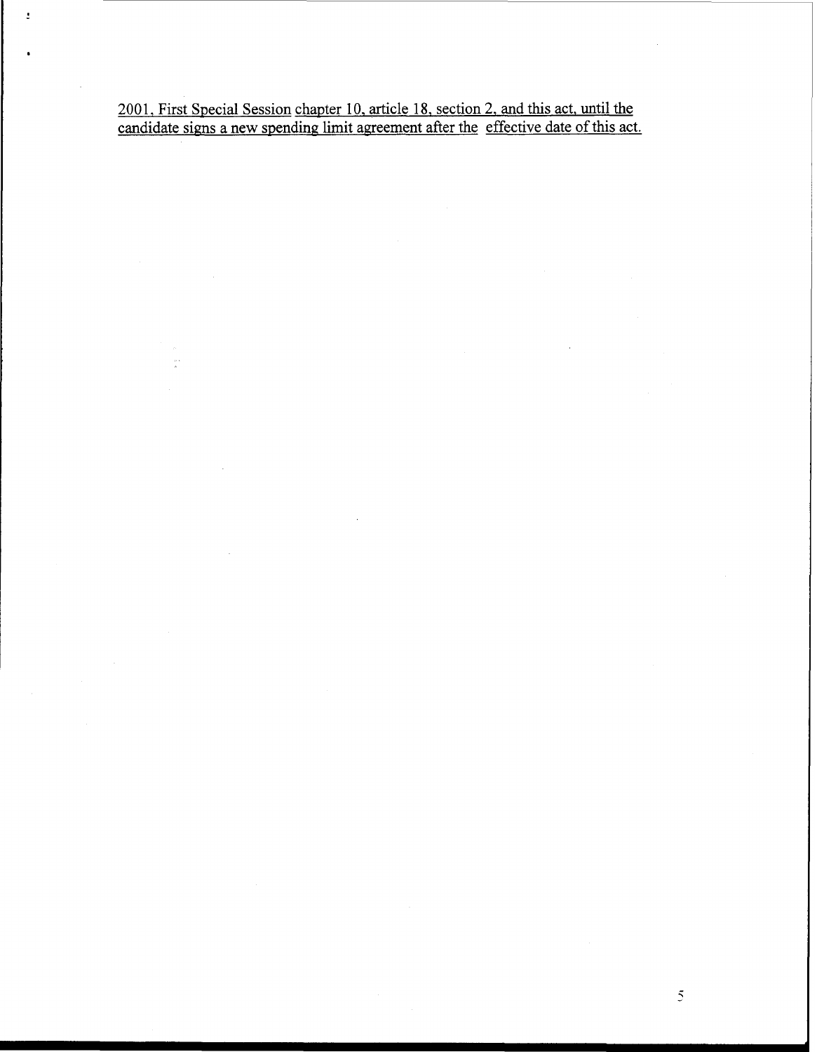2001, First Special Session chapter 10, article 18, section 2, and this act, until the candidate signs a new spending limit agreement after the effective date of this act.